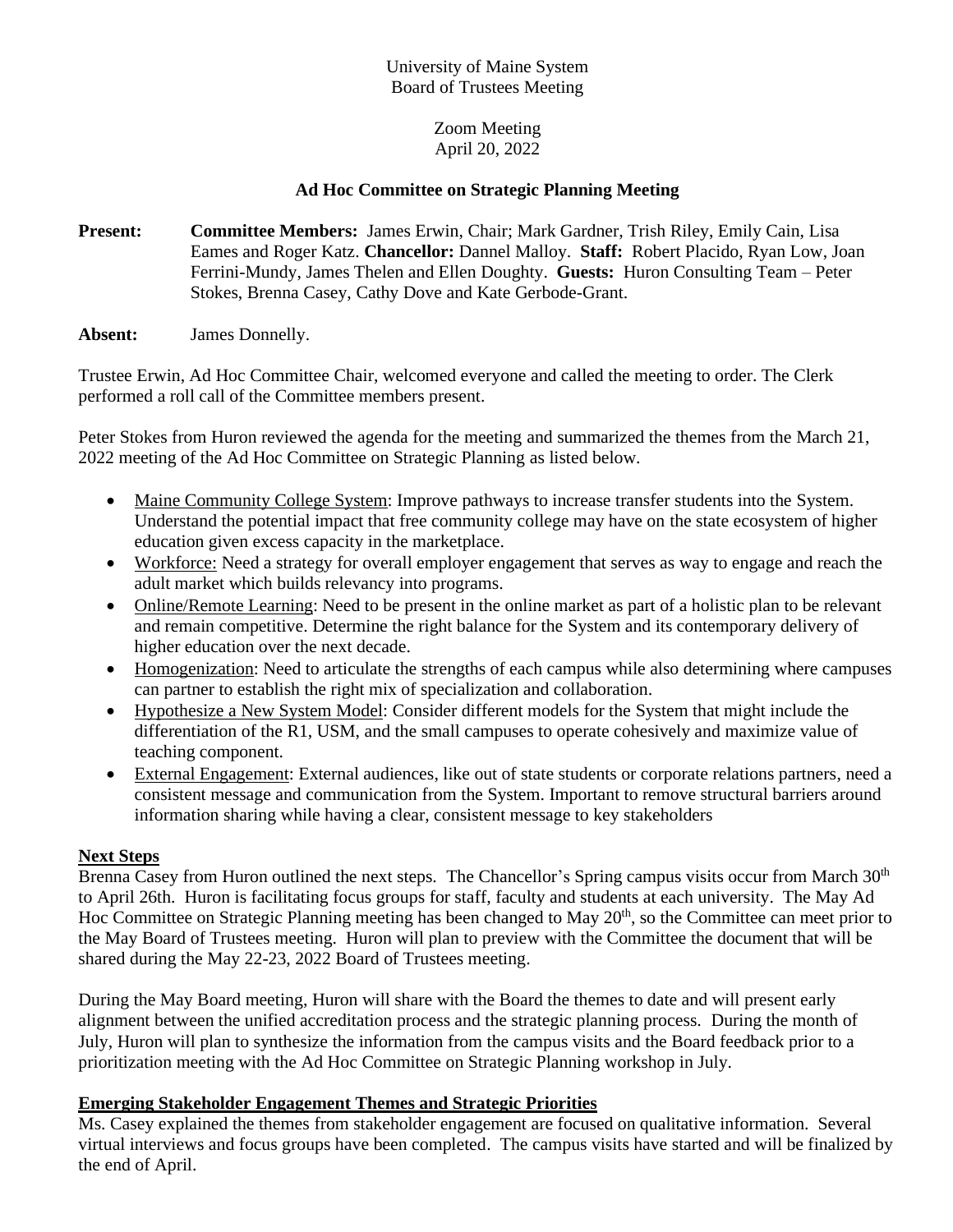University of Maine System
Board of Trustees Meeting

Zoom Meeting
April 20, 2022

## Ad Hoc Committee on Strategic Planning Meeting

**Present:** **Committee Members:** James Erwin, Chair; Mark Gardner, Trish Riley, Emily Cain, Lisa Eames and Roger Katz. **Chancellor:** Dannel Malloy. **Staff:** Robert Placido, Ryan Low, Joan Ferrini-Mundy, James Thelen and Ellen Doughty. **Guests:** Huron Consulting Team – Peter Stokes, Brenna Casey, Cathy Dove and Kate Gerbode-Grant.

**Absent:** James Donnelly.

Trustee Erwin, Ad Hoc Committee Chair, welcomed everyone and called the meeting to order. The Clerk performed a roll call of the Committee members present.

Peter Stokes from Huron reviewed the agenda for the meeting and summarized the themes from the March 21, 2022 meeting of the Ad Hoc Committee on Strategic Planning as listed below.

- Maine Community College System: Improve pathways to increase transfer students into the System. Understand the potential impact that free community college may have on the state ecosystem of higher education given excess capacity in the marketplace.
- Workforce: Need a strategy for overall employer engagement that serves as way to engage and reach the adult market which builds relevancy into programs.
- Online/Remote Learning: Need to be present in the online market as part of a holistic plan to be relevant and remain competitive. Determine the right balance for the System and its contemporary delivery of higher education over the next decade.
- Homogenization: Need to articulate the strengths of each campus while also determining where campuses can partner to establish the right mix of specialization and collaboration.
- Hypothesize a New System Model: Consider different models for the System that might include the differentiation of the R1, USM, and the small campuses to operate cohesively and maximize value of teaching component.
- External Engagement: External audiences, like out of state students or corporate relations partners, need a consistent message and communication from the System. Important to remove structural barriers around information sharing while having a clear, consistent message to key stakeholders

### Next Steps

Brenna Casey from Huron outlined the next steps. The Chancellor's Spring campus visits occur from March 30th to April 26th. Huron is facilitating focus groups for staff, faculty and students at each university. The May Ad Hoc Committee on Strategic Planning meeting has been changed to May 20th, so the Committee can meet prior to the May Board of Trustees meeting. Huron will plan to preview with the Committee the document that will be shared during the May 22-23, 2022 Board of Trustees meeting.

During the May Board meeting, Huron will share with the Board the themes to date and will present early alignment between the unified accreditation process and the strategic planning process. During the month of July, Huron will plan to synthesize the information from the campus visits and the Board feedback prior to a prioritization meeting with the Ad Hoc Committee on Strategic Planning workshop in July.

### Emerging Stakeholder Engagement Themes and Strategic Priorities

Ms. Casey explained the themes from stakeholder engagement are focused on qualitative information. Several virtual interviews and focus groups have been completed. The campus visits have started and will be finalized by the end of April.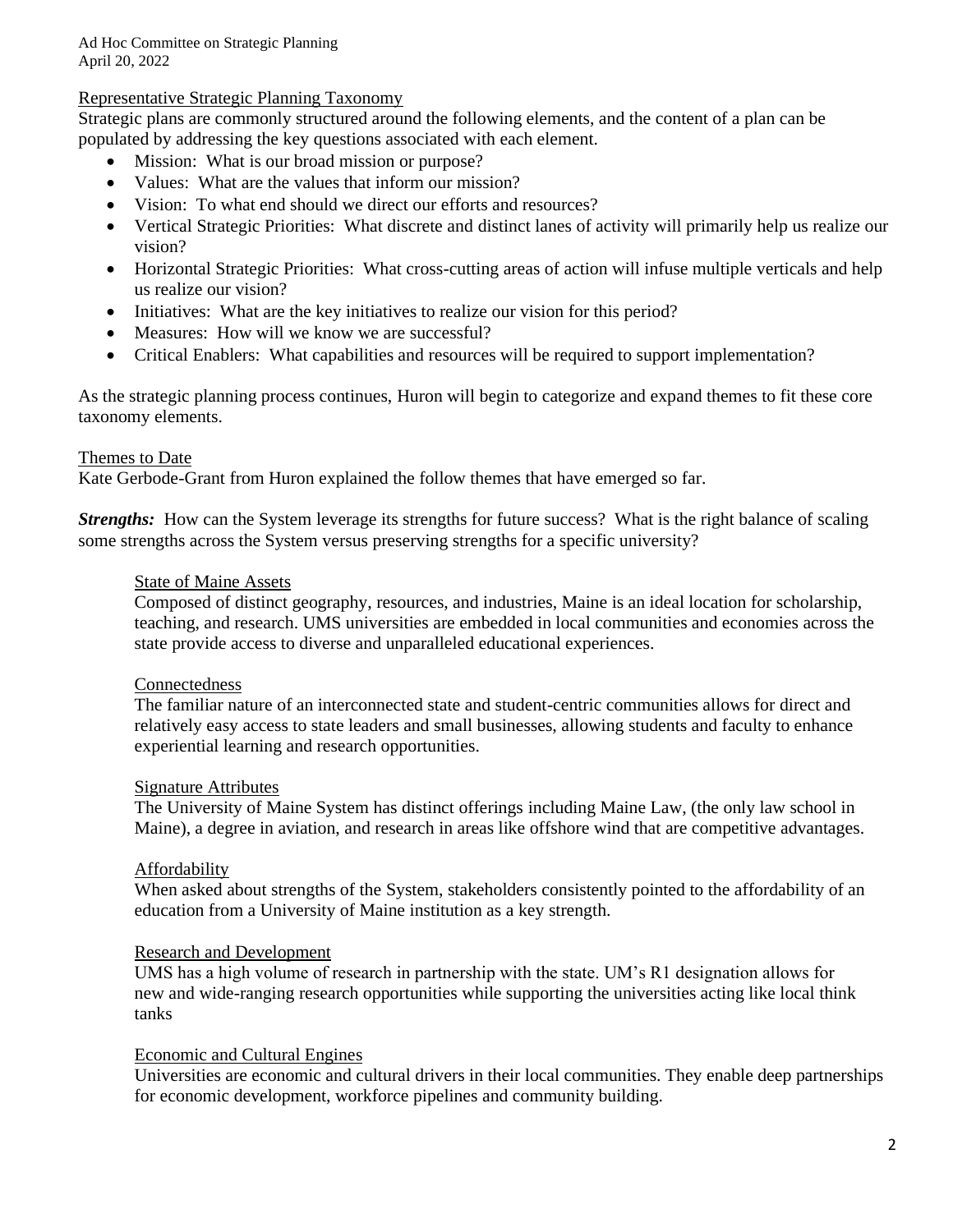## Representative Strategic Planning Taxonomy

Strategic plans are commonly structured around the following elements, and the content of a plan can be populated by addressing the key questions associated with each element.

- Mission: What is our broad mission or purpose?
- Values: What are the values that inform our mission?
- Vision: To what end should we direct our efforts and resources?
- Vertical Strategic Priorities: What discrete and distinct lanes of activity will primarily help us realize our vision?
- Horizontal Strategic Priorities: What cross-cutting areas of action will infuse multiple verticals and help us realize our vision?
- Initiatives: What are the key initiatives to realize our vision for this period?
- Measures: How will we know we are successful?
- Critical Enablers: What capabilities and resources will be required to support implementation?

As the strategic planning process continues, Huron will begin to categorize and expand themes to fit these core taxonomy elements.

## Themes to Date

Kate Gerbode-Grant from Huron explained the follow themes that have emerged so far.

***Strengths:*** How can the System leverage its strengths for future success? What is the right balance of scaling some strengths across the System versus preserving strengths for a specific university?

### State of Maine Assets

Composed of distinct geography, resources, and industries, Maine is an ideal location for scholarship, teaching, and research. UMS universities are embedded in local communities and economies across the state provide access to diverse and unparalleled educational experiences.

### Connectedness

The familiar nature of an interconnected state and student-centric communities allows for direct and relatively easy access to state leaders and small businesses, allowing students and faculty to enhance experiential learning and research opportunities.

### Signature Attributes

The University of Maine System has distinct offerings including Maine Law, (the only law school in Maine), a degree in aviation, and research in areas like offshore wind that are competitive advantages.

### Affordability

When asked about strengths of the System, stakeholders consistently pointed to the affordability of an education from a University of Maine institution as a key strength.

### Research and Development

UMS has a high volume of research in partnership with the state. UM's R1 designation allows for new and wide-ranging research opportunities while supporting the universities acting like local think tanks

### Economic and Cultural Engines

Universities are economic and cultural drivers in their local communities. They enable deep partnerships for economic development, workforce pipelines and community building.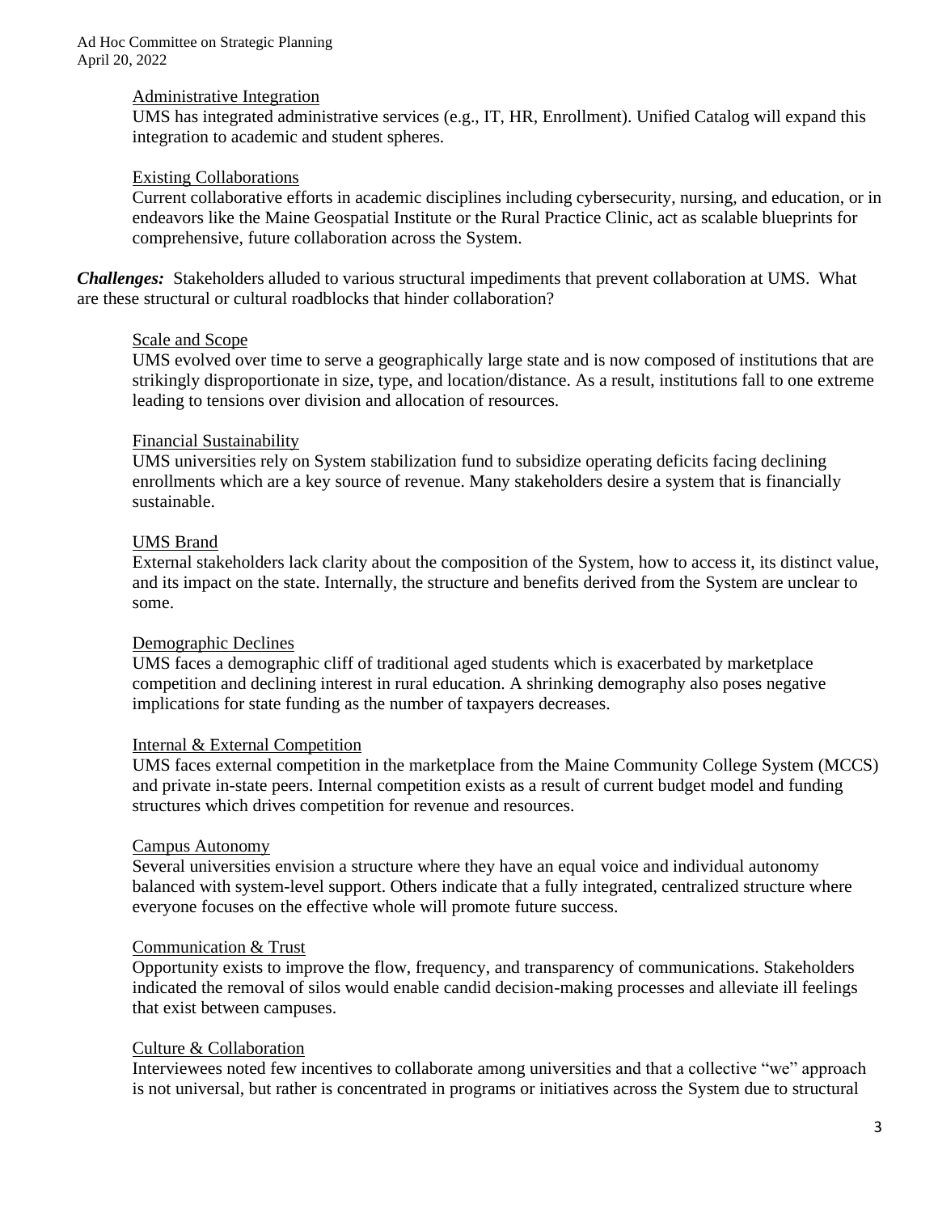Administrative Integration

UMS has integrated administrative services (e.g., IT, HR, Enrollment). Unified Catalog will expand this integration to academic and student spheres.

Existing Collaborations

Current collaborative efforts in academic disciplines including cybersecurity, nursing, and education, or in endeavors like the Maine Geospatial Institute or the Rural Practice Clinic, act as scalable blueprints for comprehensive, future collaboration across the System.

***Challenges:*** Stakeholders alluded to various structural impediments that prevent collaboration at UMS. What are these structural or cultural roadblocks that hinder collaboration?

Scale and Scope

UMS evolved over time to serve a geographically large state and is now composed of institutions that are strikingly disproportionate in size, type, and location/distance. As a result, institutions fall to one extreme leading to tensions over division and allocation of resources.

Financial Sustainability

UMS universities rely on System stabilization fund to subsidize operating deficits facing declining enrollments which are a key source of revenue. Many stakeholders desire a system that is financially sustainable.

UMS Brand

External stakeholders lack clarity about the composition of the System, how to access it, its distinct value, and its impact on the state. Internally, the structure and benefits derived from the System are unclear to some.

Demographic Declines

UMS faces a demographic cliff of traditional aged students which is exacerbated by marketplace competition and declining interest in rural education. A shrinking demography also poses negative implications for state funding as the number of taxpayers decreases.

Internal & External Competition

UMS faces external competition in the marketplace from the Maine Community College System (MCCS) and private in-state peers. Internal competition exists as a result of current budget model and funding structures which drives competition for revenue and resources.

Campus Autonomy

Several universities envision a structure where they have an equal voice and individual autonomy balanced with system-level support. Others indicate that a fully integrated, centralized structure where everyone focuses on the effective whole will promote future success.

Communication & Trust

Opportunity exists to improve the flow, frequency, and transparency of communications. Stakeholders indicated the removal of silos would enable candid decision-making processes and alleviate ill feelings that exist between campuses.

Culture & Collaboration

Interviewees noted few incentives to collaborate among universities and that a collective "we" approach is not universal, but rather is concentrated in programs or initiatives across the System due to structural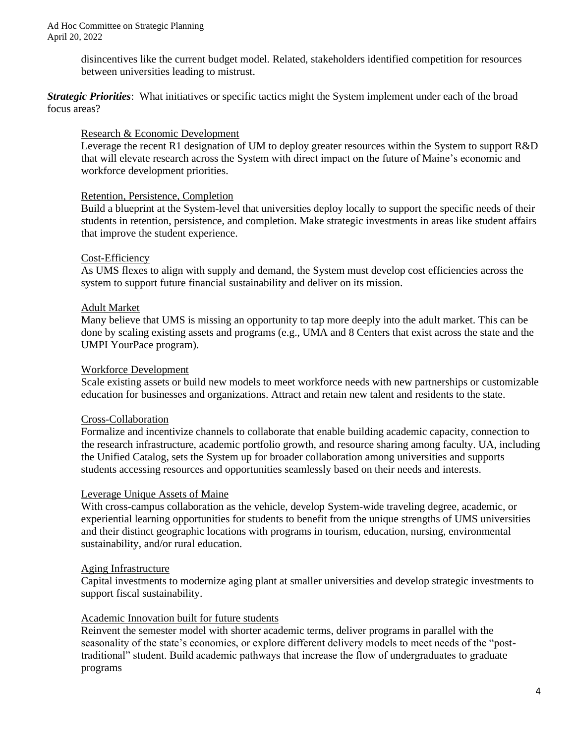disincentives like the current budget model. Related, stakeholders identified competition for resources between universities leading to mistrust.

***Strategic Priorities***: What initiatives or specific tactics might the System implement under each of the broad focus areas?

Research & Economic Development

Leverage the recent R1 designation of UM to deploy greater resources within the System to support R&D that will elevate research across the System with direct impact on the future of Maine's economic and workforce development priorities.

Retention, Persistence, Completion

Build a blueprint at the System-level that universities deploy locally to support the specific needs of their students in retention, persistence, and completion. Make strategic investments in areas like student affairs that improve the student experience.

Cost-Efficiency

As UMS flexes to align with supply and demand, the System must develop cost efficiencies across the system to support future financial sustainability and deliver on its mission.

Adult Market

Many believe that UMS is missing an opportunity to tap more deeply into the adult market. This can be done by scaling existing assets and programs (e.g., UMA and 8 Centers that exist across the state and the UMPI YourPace program).

Workforce Development

Scale existing assets or build new models to meet workforce needs with new partnerships or customizable education for businesses and organizations. Attract and retain new talent and residents to the state.

Cross-Collaboration

Formalize and incentivize channels to collaborate that enable building academic capacity, connection to the research infrastructure, academic portfolio growth, and resource sharing among faculty. UA, including the Unified Catalog, sets the System up for broader collaboration among universities and supports students accessing resources and opportunities seamlessly based on their needs and interests.

Leverage Unique Assets of Maine

With cross-campus collaboration as the vehicle, develop System-wide traveling degree, academic, or experiential learning opportunities for students to benefit from the unique strengths of UMS universities and their distinct geographic locations with programs in tourism, education, nursing, environmental sustainability, and/or rural education.

Aging Infrastructure

Capital investments to modernize aging plant at smaller universities and develop strategic investments to support fiscal sustainability.

Academic Innovation built for future students

Reinvent the semester model with shorter academic terms, deliver programs in parallel with the seasonality of the state's economies, or explore different delivery models to meet needs of the "post-traditional" student. Build academic pathways that increase the flow of undergraduates to graduate programs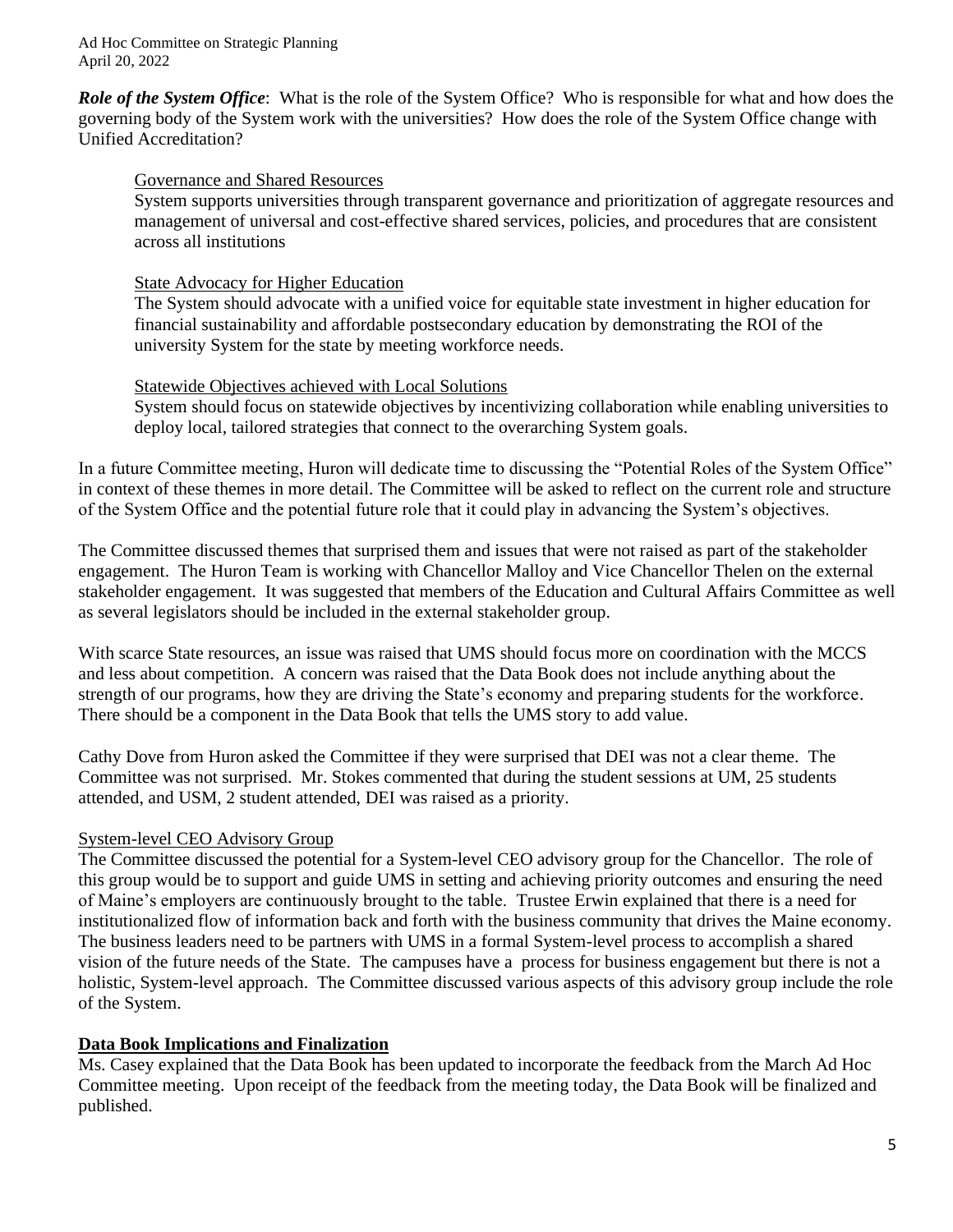***Role of the System Office***: What is the role of the System Office? Who is responsible for what and how does the governing body of the System work with the universities? How does the role of the System Office change with Unified Accreditation?

> Governance and Shared Resources
>
> System supports universities through transparent governance and prioritization of aggregate resources and management of universal and cost-effective shared services, policies, and procedures that are consistent across all institutions
>
> State Advocacy for Higher Education
>
> The System should advocate with a unified voice for equitable state investment in higher education for financial sustainability and affordable postsecondary education by demonstrating the ROI of the university System for the state by meeting workforce needs.
>
> Statewide Objectives achieved with Local Solutions
>
> System should focus on statewide objectives by incentivizing collaboration while enabling universities to deploy local, tailored strategies that connect to the overarching System goals.

In a future Committee meeting, Huron will dedicate time to discussing the "Potential Roles of the System Office" in context of these themes in more detail. The Committee will be asked to reflect on the current role and structure of the System Office and the potential future role that it could play in advancing the System's objectives.

The Committee discussed themes that surprised them and issues that were not raised as part of the stakeholder engagement. The Huron Team is working with Chancellor Malloy and Vice Chancellor Thelen on the external stakeholder engagement. It was suggested that members of the Education and Cultural Affairs Committee as well as several legislators should be included in the external stakeholder group.

With scarce State resources, an issue was raised that UMS should focus more on coordination with the MCCS and less about competition. A concern was raised that the Data Book does not include anything about the strength of our programs, how they are driving the State's economy and preparing students for the workforce. There should be a component in the Data Book that tells the UMS story to add value.

Cathy Dove from Huron asked the Committee if they were surprised that DEI was not a clear theme. The Committee was not surprised. Mr. Stokes commented that during the student sessions at UM, 25 students attended, and USM, 2 student attended, DEI was raised as a priority.

System-level CEO Advisory Group

The Committee discussed the potential for a System-level CEO advisory group for the Chancellor. The role of this group would be to support and guide UMS in setting and achieving priority outcomes and ensuring the need of Maine's employers are continuously brought to the table. Trustee Erwin explained that there is a need for institutionalized flow of information back and forth with the business community that drives the Maine economy. The business leaders need to be partners with UMS in a formal System-level process to accomplish a shared vision of the future needs of the State. The campuses have a process for business engagement but there is not a holistic, System-level approach. The Committee discussed various aspects of this advisory group include the role of the System.

## Data Book Implications and Finalization

Ms. Casey explained that the Data Book has been updated to incorporate the feedback from the March Ad Hoc Committee meeting. Upon receipt of the feedback from the meeting today, the Data Book will be finalized and published.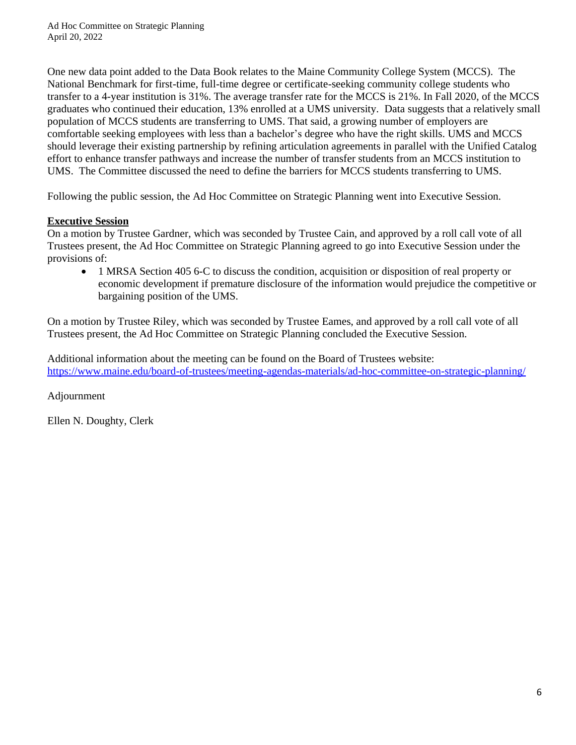One new data point added to the Data Book relates to the Maine Community College System (MCCS). The National Benchmark for first-time, full-time degree or certificate-seeking community college students who transfer to a 4-year institution is 31%. The average transfer rate for the MCCS is 21%. In Fall 2020, of the MCCS graduates who continued their education, 13% enrolled at a UMS university. Data suggests that a relatively small population of MCCS students are transferring to UMS. That said, a growing number of employers are comfortable seeking employees with less than a bachelor's degree who have the right skills. UMS and MCCS should leverage their existing partnership by refining articulation agreements in parallel with the Unified Catalog effort to enhance transfer pathways and increase the number of transfer students from an MCCS institution to UMS. The Committee discussed the need to define the barriers for MCCS students transferring to UMS.

Following the public session, the Ad Hoc Committee on Strategic Planning went into Executive Session.

**Executive Session**

On a motion by Trustee Gardner, which was seconded by Trustee Cain, and approved by a roll call vote of all Trustees present, the Ad Hoc Committee on Strategic Planning agreed to go into Executive Session under the provisions of:

- 1 MRSA Section 405 6-C to discuss the condition, acquisition or disposition of real property or economic development if premature disclosure of the information would prejudice the competitive or bargaining position of the UMS.

On a motion by Trustee Riley, which was seconded by Trustee Eames, and approved by a roll call vote of all Trustees present, the Ad Hoc Committee on Strategic Planning concluded the Executive Session.

Additional information about the meeting can be found on the Board of Trustees website: https://www.maine.edu/board-of-trustees/meeting-agendas-materials/ad-hoc-committee-on-strategic-planning/

Adjournment

Ellen N. Doughty, Clerk